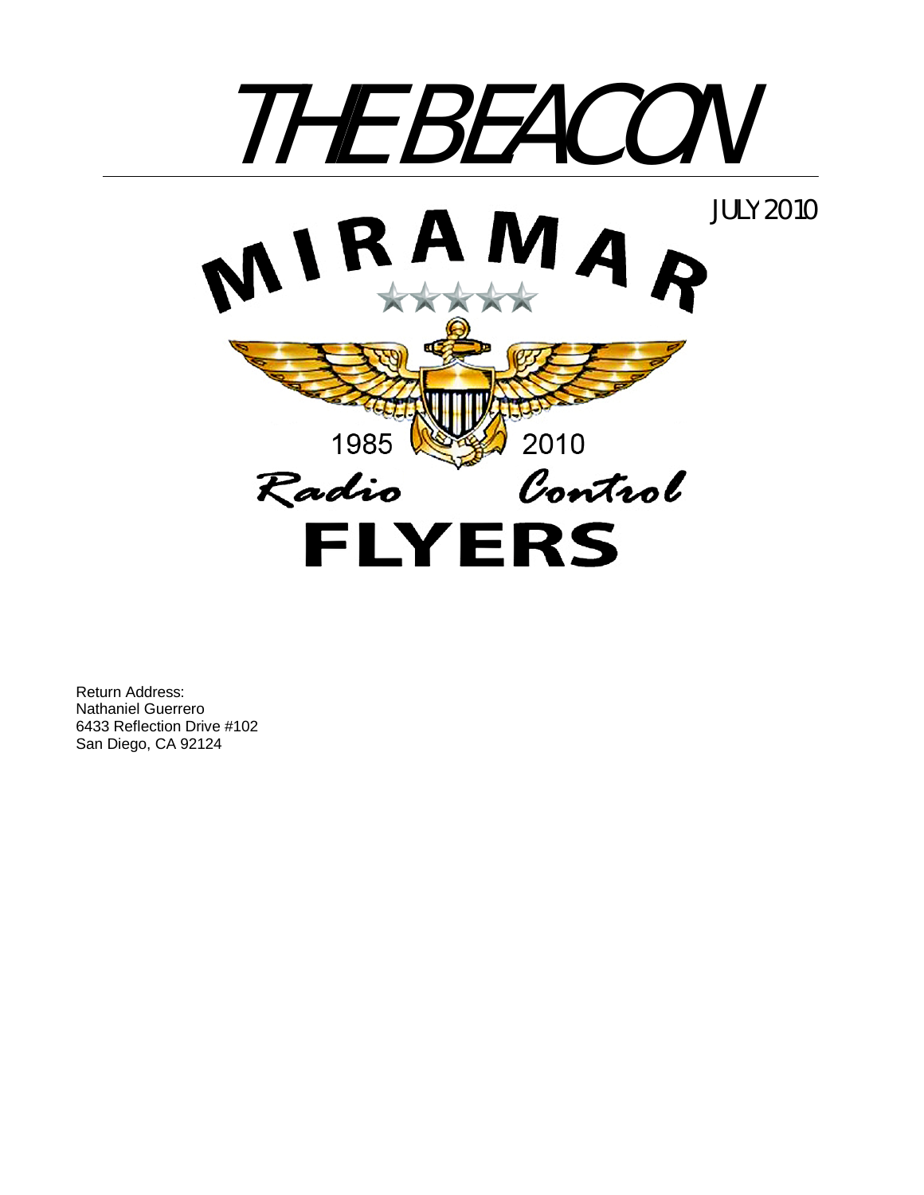# THE BEACON

JULY 2010

MIRAMAR

1985 2010

Radio Control

FLYERS

Return Address:
Nathaniel Guerrero
6433 Reflection Drive #102
San Diego, CA 92124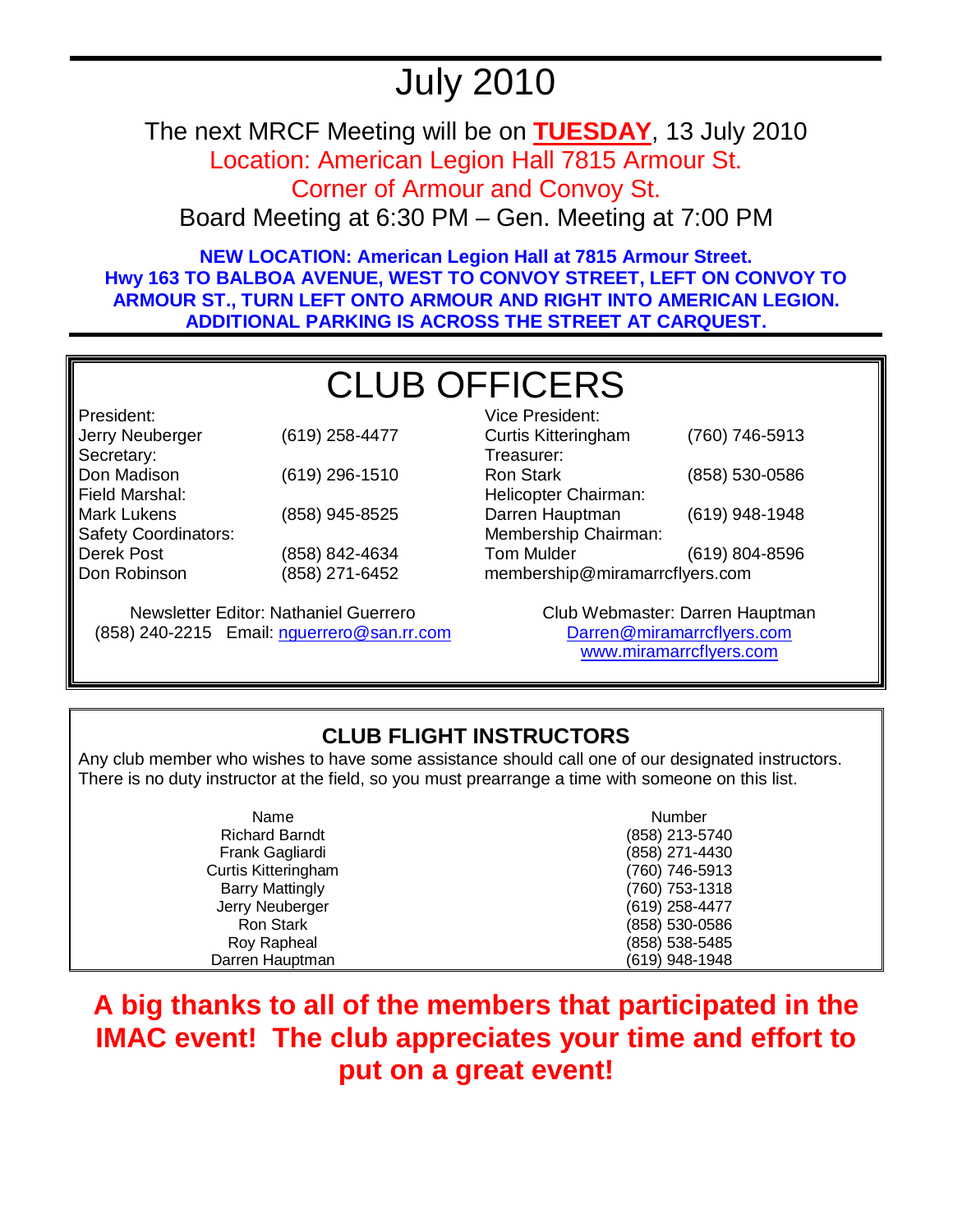# July 2010

The next MRCF Meeting will be on **TUESDAY**, 13 July 2010

Location: American Legion Hall 7815 Armour St.

Corner of Armour and Convoy St.

Board Meeting at 6:30 PM – Gen. Meeting at 7:00 PM

**NEW LOCATION: American Legion Hall at 7815 Armour Street.**
**Hwy 163 TO BALBOA AVENUE, WEST TO CONVOY STREET, LEFT ON CONVOY TO ARMOUR ST., TURN LEFT ONTO ARMOUR AND RIGHT INTO AMERICAN LEGION. ADDITIONAL PARKING IS ACROSS THE STREET AT CARQUEST.**

## CLUB OFFICERS

President:
Jerry Neuberger (619) 258-4477

Secretary:
Don Madison (619) 296-1510

Field Marshal:
Mark Lukens (858) 945-8525

Safety Coordinators:
Derek Post (858) 842-4634
Don Robinson (858) 271-6452

Vice President:
Curtis Kitteringham (760) 746-5913

Treasurer:
Ron Stark (858) 530-0586

Helicopter Chairman:
Darren Hauptman (619) 948-1948

Membership Chairman:
Tom Mulder (619) 804-8596
membership@miramarrcflyers.com

Newsletter Editor: Nathaniel Guerrero
(858) 240-2215 Email: nguerrero@san.rr.com

Club Webmaster: Darren Hauptman
Darren@miramarrcflyers.com
www.miramarrcflyers.com

## CLUB FLIGHT INSTRUCTORS

Any club member who wishes to have some assistance should call one of our designated instructors. There is no duty instructor at the field, so you must prearrange a time with someone on this list.

| Name | Number |
|---|---|
| Richard Barndt | (858) 213-5740 |
| Frank Gagliardi | (858) 271-4430 |
| Curtis Kitteringham | (760) 746-5913 |
| Barry Mattingly | (760) 753-1318 |
| Jerry Neuberger | (619) 258-4477 |
| Ron Stark | (858) 530-0586 |
| Roy Rapheal | (858) 538-5485 |
| Darren Hauptman | (619) 948-1948 |

**A big thanks to all of the members that participated in the IMAC event! The club appreciates your time and effort to put on a great event!**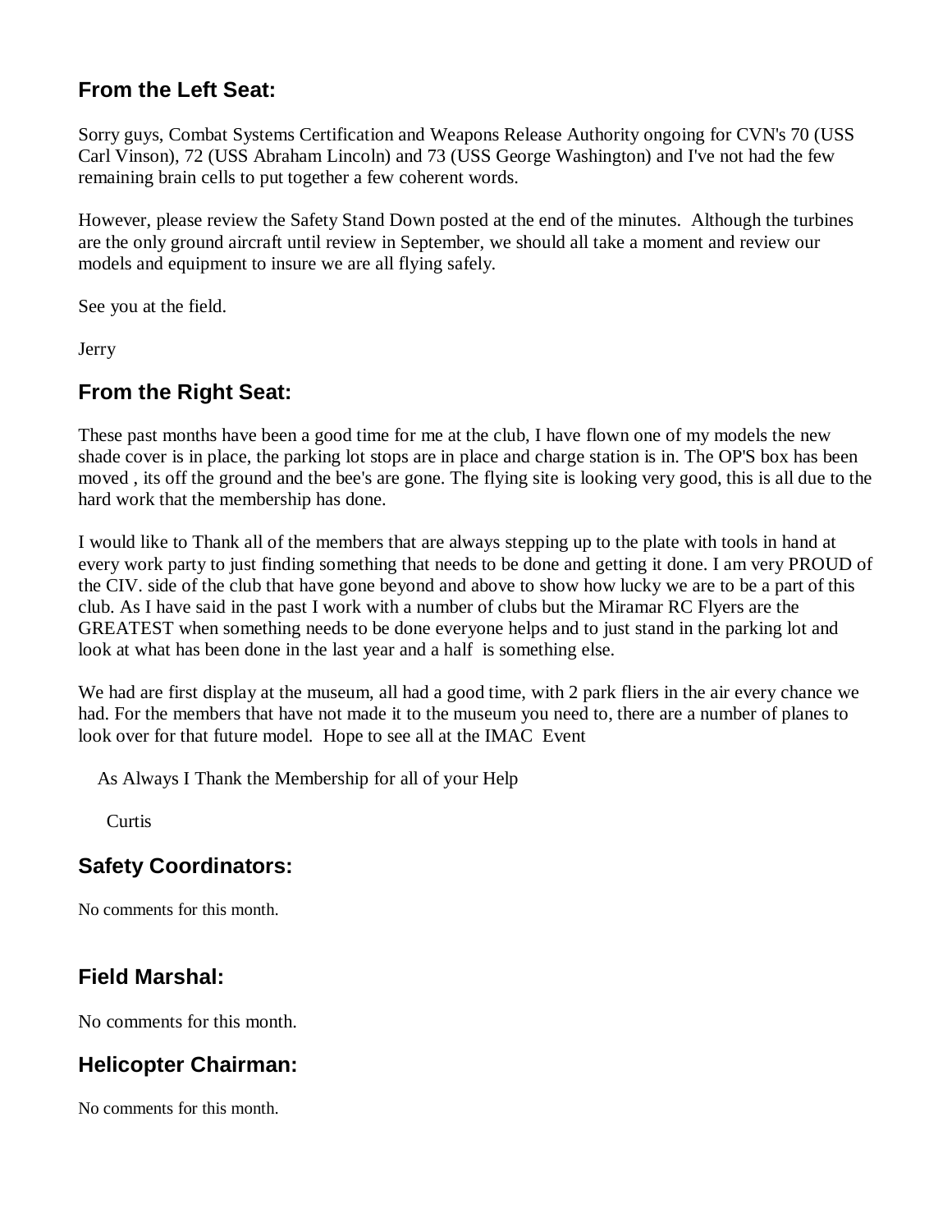## From the Left Seat:

Sorry guys, Combat Systems Certification and Weapons Release Authority ongoing for CVN's 70 (USS Carl Vinson), 72 (USS Abraham Lincoln) and 73 (USS George Washington) and I've not had the few remaining brain cells to put together a few coherent words.

However, please review the Safety Stand Down posted at the end of the minutes. Although the turbines are the only ground aircraft until review in September, we should all take a moment and review our models and equipment to insure we are all flying safely.

See you at the field.

Jerry

## From the Right Seat:

These past months have been a good time for me at the club, I have flown one of my models the new shade cover is in place, the parking lot stops are in place and charge station is in. The OP'S box has been moved , its off the ground and the bee's are gone. The flying site is looking very good, this is all due to the hard work that the membership has done.

I would like to Thank all of the members that are always stepping up to the plate with tools in hand at every work party to just finding something that needs to be done and getting it done. I am very PROUD of the CIV. side of the club that have gone beyond and above to show how lucky we are to be a part of this club. As I have said in the past I work with a number of clubs but the Miramar RC Flyers are the GREATEST when something needs to be done everyone helps and to just stand in the parking lot and look at what has been done in the last year and a half is something else.

We had are first display at the museum, all had a good time, with 2 park fliers in the air every chance we had. For the members that have not made it to the museum you need to, there are a number of planes to look over for that future model. Hope to see all at the IMAC Event

As Always I Thank the Membership for all of your Help

Curtis

## Safety Coordinators:

No comments for this month.

## Field Marshal:

No comments for this month.

## Helicopter Chairman:

No comments for this month.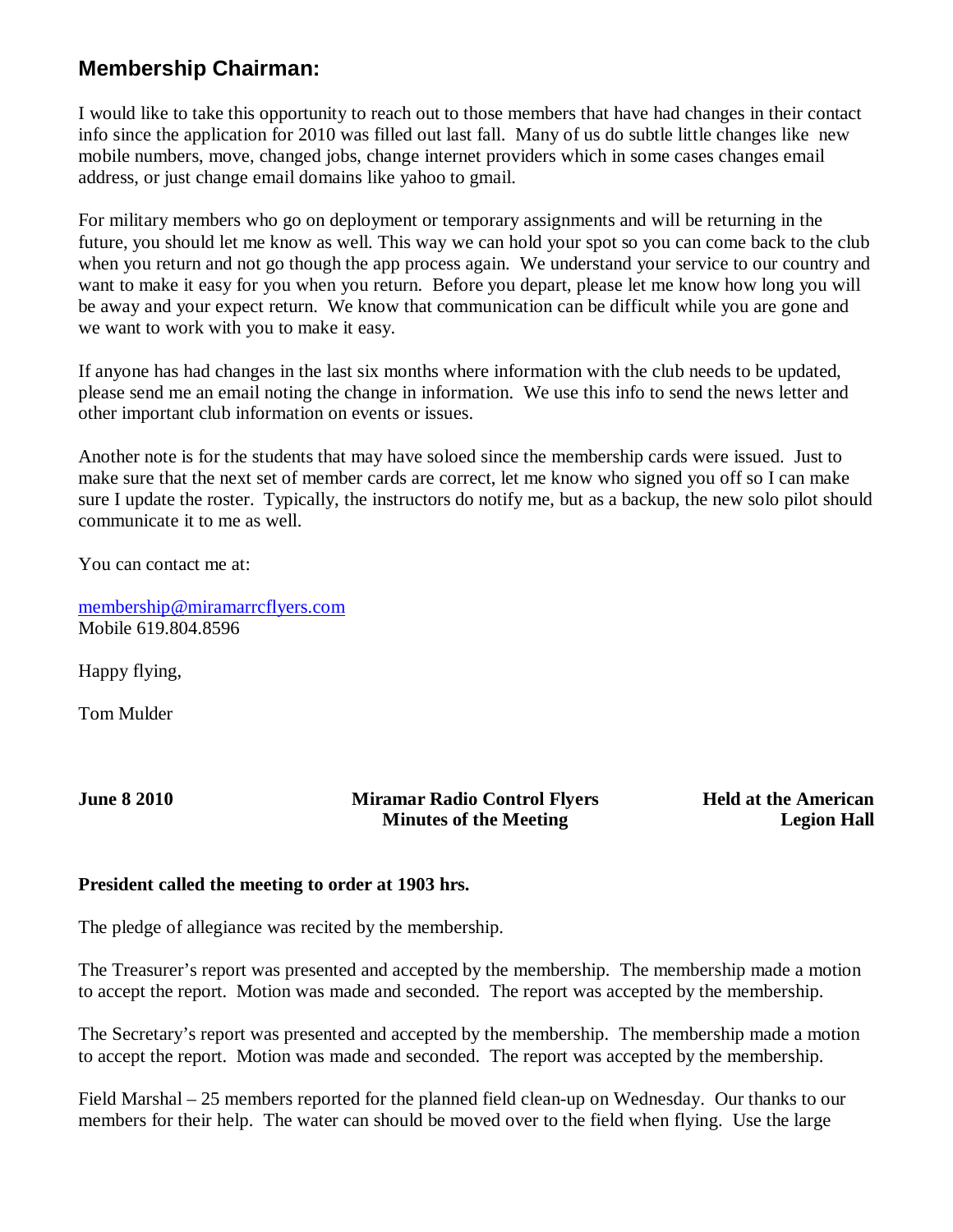## Membership Chairman:

I would like to take this opportunity to reach out to those members that have had changes in their contact info since the application for 2010 was filled out last fall. Many of us do subtle little changes like new mobile numbers, move, changed jobs, change internet providers which in some cases changes email address, or just change email domains like yahoo to gmail.

For military members who go on deployment or temporary assignments and will be returning in the future, you should let me know as well. This way we can hold your spot so you can come back to the club when you return and not go though the app process again. We understand your service to our country and want to make it easy for you when you return. Before you depart, please let me know how long you will be away and your expect return. We know that communication can be difficult while you are gone and we want to work with you to make it easy.

If anyone has had changes in the last six months where information with the club needs to be updated, please send me an email noting the change in information. We use this info to send the news letter and other important club information on events or issues.

Another note is for the students that may have soloed since the membership cards were issued. Just to make sure that the next set of member cards are correct, let me know who signed you off so I can make sure I update the roster. Typically, the instructors do notify me, but as a backup, the new solo pilot should communicate it to me as well.

You can contact me at:

membership@miramarrcflyers.com
Mobile 619.804.8596

Happy flying,

Tom Mulder

**June 8 2010** — **Miramar Radio Control Flyers Minutes of the Meeting** — **Held at the American Legion Hall**

**President called the meeting to order at 1903 hrs.**

The pledge of allegiance was recited by the membership.

The Treasurer's report was presented and accepted by the membership. The membership made a motion to accept the report. Motion was made and seconded. The report was accepted by the membership.

The Secretary's report was presented and accepted by the membership. The membership made a motion to accept the report. Motion was made and seconded. The report was accepted by the membership.

Field Marshal – 25 members reported for the planned field clean-up on Wednesday. Our thanks to our members for their help. The water can should be moved over to the field when flying. Use the large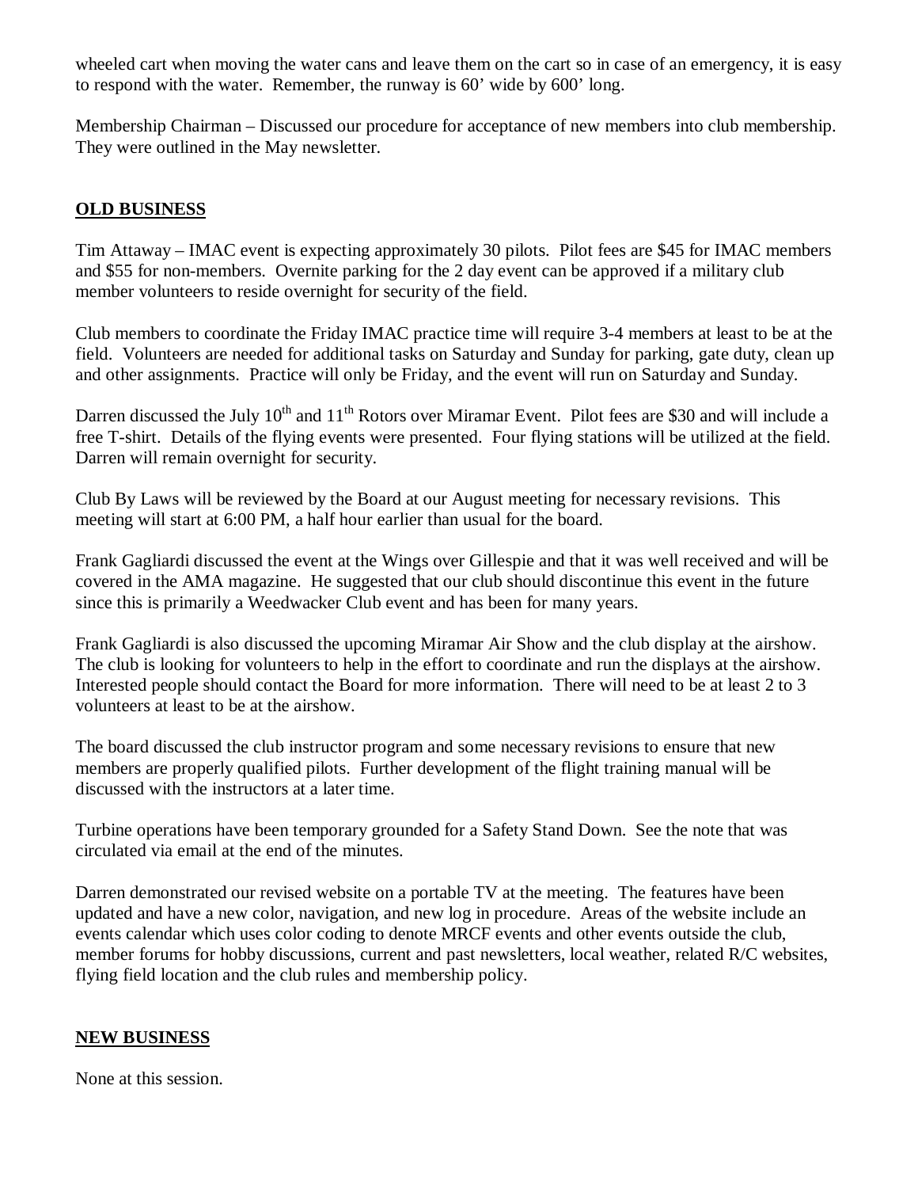wheeled cart when moving the water cans and leave them on the cart so in case of an emergency, it is easy to respond with the water. Remember, the runway is 60' wide by 600' long.

Membership Chairman – Discussed our procedure for acceptance of new members into club membership. They were outlined in the May newsletter.

## OLD BUSINESS

Tim Attaway – IMAC event is expecting approximately 30 pilots. Pilot fees are $45 for IMAC members and $55 for non-members. Overnite parking for the 2 day event can be approved if a military club member volunteers to reside overnight for security of the field.

Club members to coordinate the Friday IMAC practice time will require 3-4 members at least to be at the field. Volunteers are needed for additional tasks on Saturday and Sunday for parking, gate duty, clean up and other assignments. Practice will only be Friday, and the event will run on Saturday and Sunday.

Darren discussed the July 10th and 11th Rotors over Miramar Event. Pilot fees are $30 and will include a free T-shirt. Details of the flying events were presented. Four flying stations will be utilized at the field. Darren will remain overnight for security.

Club By Laws will be reviewed by the Board at our August meeting for necessary revisions. This meeting will start at 6:00 PM, a half hour earlier than usual for the board.

Frank Gagliardi discussed the event at the Wings over Gillespie and that it was well received and will be covered in the AMA magazine. He suggested that our club should discontinue this event in the future since this is primarily a Weedwacker Club event and has been for many years.

Frank Gagliardi is also discussed the upcoming Miramar Air Show and the club display at the airshow. The club is looking for volunteers to help in the effort to coordinate and run the displays at the airshow. Interested people should contact the Board for more information. There will need to be at least 2 to 3 volunteers at least to be at the airshow.

The board discussed the club instructor program and some necessary revisions to ensure that new members are properly qualified pilots. Further development of the flight training manual will be discussed with the instructors at a later time.

Turbine operations have been temporary grounded for a Safety Stand Down. See the note that was circulated via email at the end of the minutes.

Darren demonstrated our revised website on a portable TV at the meeting. The features have been updated and have a new color, navigation, and new log in procedure. Areas of the website include an events calendar which uses color coding to denote MRCF events and other events outside the club, member forums for hobby discussions, current and past newsletters, local weather, related R/C websites, flying field location and the club rules and membership policy.

## NEW BUSINESS

None at this session.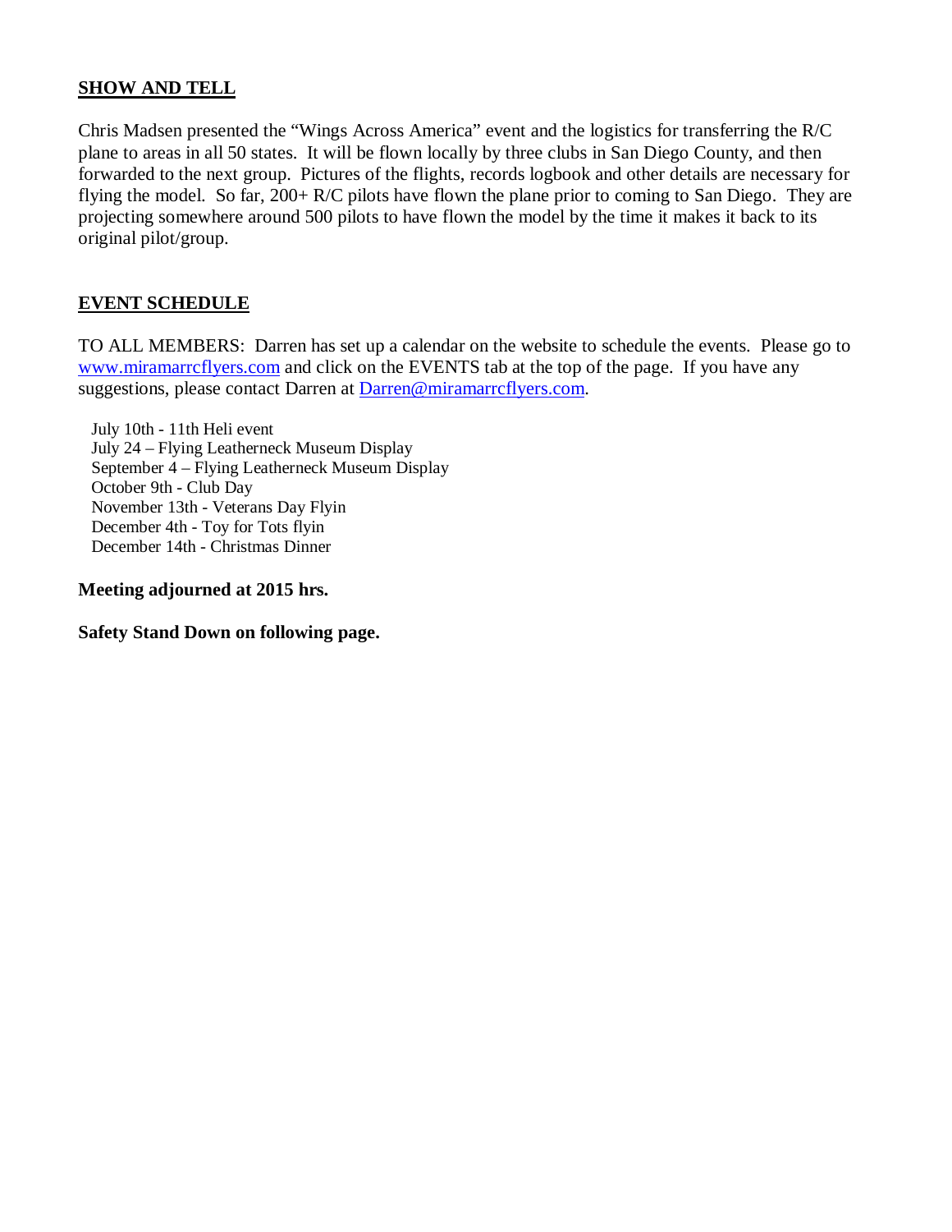## SHOW AND TELL

Chris Madsen presented the "Wings Across America" event and the logistics for transferring the R/C plane to areas in all 50 states. It will be flown locally by three clubs in San Diego County, and then forwarded to the next group. Pictures of the flights, records logbook and other details are necessary for flying the model. So far, 200+ R/C pilots have flown the plane prior to coming to San Diego. They are projecting somewhere around 500 pilots to have flown the model by the time it makes it back to its original pilot/group.

## EVENT SCHEDULE

TO ALL MEMBERS: Darren has set up a calendar on the website to schedule the events. Please go to www.miramarrcflyers.com and click on the EVENTS tab at the top of the page. If you have any suggestions, please contact Darren at Darren@miramarrcflyers.com.

July 10th - 11th Heli event
July 24 – Flying Leatherneck Museum Display
September 4 – Flying Leatherneck Museum Display
October 9th - Club Day
November 13th - Veterans Day Flyin
December 4th - Toy for Tots flyin
December 14th - Christmas Dinner

**Meeting adjourned at 2015 hrs.**

**Safety Stand Down on following page.**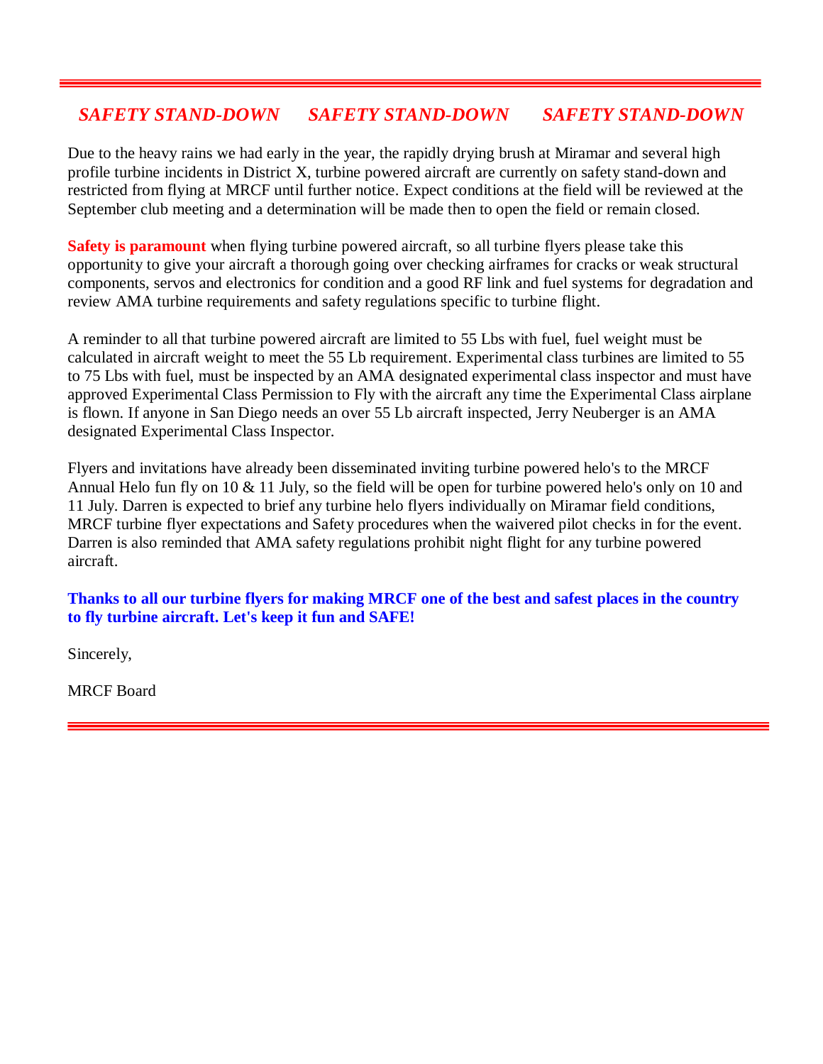## *SAFETY STAND-DOWN SAFETY STAND-DOWN SAFETY STAND-DOWN*

Due to the heavy rains we had early in the year, the rapidly drying brush at Miramar and several high profile turbine incidents in District X, turbine powered aircraft are currently on safety stand-down and restricted from flying at MRCF until further notice. Expect conditions at the field will be reviewed at the September club meeting and a determination will be made then to open the field or remain closed.

**Safety is paramount** when flying turbine powered aircraft, so all turbine flyers please take this opportunity to give your aircraft a thorough going over checking airframes for cracks or weak structural components, servos and electronics for condition and a good RF link and fuel systems for degradation and review AMA turbine requirements and safety regulations specific to turbine flight.

A reminder to all that turbine powered aircraft are limited to 55 Lbs with fuel, fuel weight must be calculated in aircraft weight to meet the 55 Lb requirement. Experimental class turbines are limited to 55 to 75 Lbs with fuel, must be inspected by an AMA designated experimental class inspector and must have approved Experimental Class Permission to Fly with the aircraft any time the Experimental Class airplane is flown. If anyone in San Diego needs an over 55 Lb aircraft inspected, Jerry Neuberger is an AMA designated Experimental Class Inspector.

Flyers and invitations have already been disseminated inviting turbine powered helo's to the MRCF Annual Helo fun fly on 10 & 11 July, so the field will be open for turbine powered helo's only on 10 and 11 July. Darren is expected to brief any turbine helo flyers individually on Miramar field conditions, MRCF turbine flyer expectations and Safety procedures when the waivered pilot checks in for the event. Darren is also reminded that AMA safety regulations prohibit night flight for any turbine powered aircraft.

**Thanks to all our turbine flyers for making MRCF one of the best and safest places in the country to fly turbine aircraft. Let's keep it fun and SAFE!**

Sincerely,

MRCF Board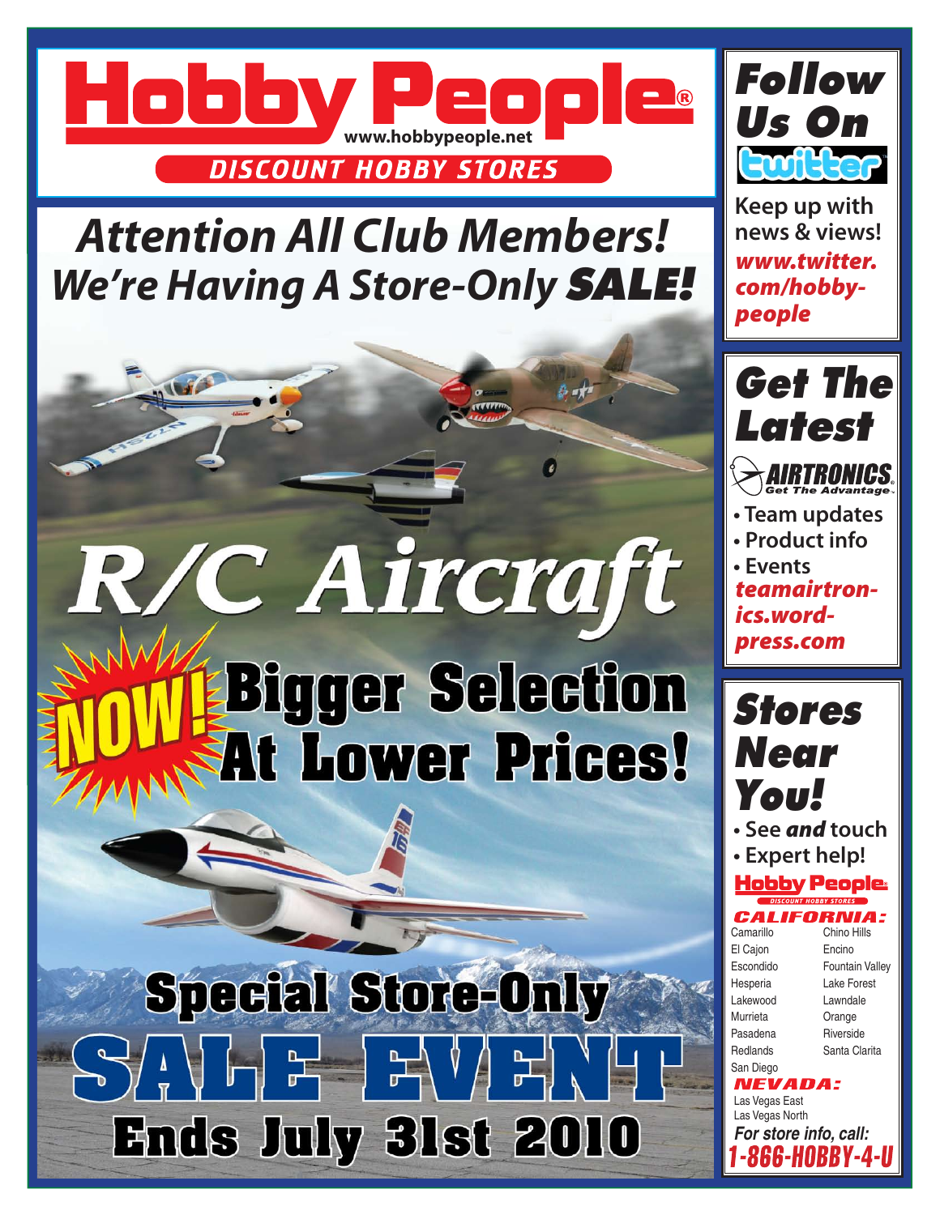# Hobby People®

www.hobbypeople.net

DISCOUNT HOBBY STORES

## *Attention All Club Members!*
## *We're Having A Store-Only SALE!*

# R/C Aircraft

**NOW!** **Bigger Selection At Lower Prices!**

**Special Store-Only**

# SALE EVENT

**Ends July 31st 2010**

---

## *Follow Us On* twitter

Keep up with news & views!

*www.twitter.com/hobbypeople*

---

## *Get The Latest*

AIRTRONICS® *Get The Advantage*

- Team updates
- Product info
- Events

*teamairtronics.wordpress.com*

---

## *Stores Near You!*

- See *and* touch
- Expert help!

Hobby People® DISCOUNT HOBBY STORES

***CALIFORNIA:***

| | |
|---|---|
| Camarillo | Chino Hills |
| El Cajon | Encino |
| Escondido | Fountain Valley |
| Hesperia | Lake Forest |
| Lakewood | Lawndale |
| Murrieta | Orange |
| Pasadena | Riverside |
| Redlands | Santa Clarita |
| San Diego | |

***NEVADA:***

Las Vegas East
Las Vegas North

*For store info, call:*

**1-866-HOBBY-4-U**